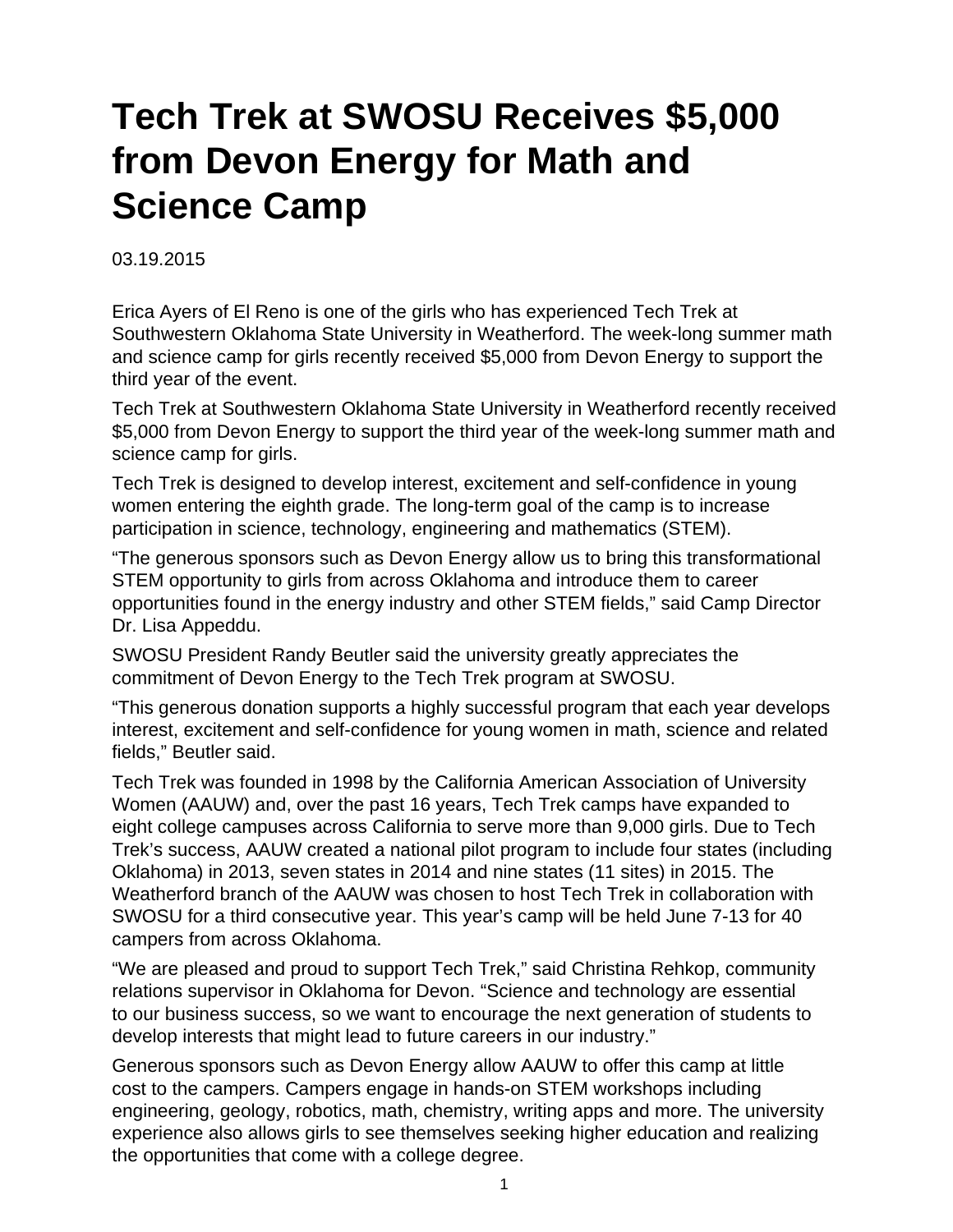# Tech Trek at SWOSU Receives $5,000 from Devon Energy for Math and Science Camp

03.19.2015

Erica Ayers of El Reno is one of the girls who has experienced Tech Trek at Southwestern Oklahoma State University in Weatherford. The week-long summer math and science camp for girls recently received $5,000 from Devon Energy to support the third year of the event.

Tech Trek at Southwestern Oklahoma State University in Weatherford recently received $5,000 from Devon Energy to support the third year of the week-long summer math and science camp for girls.

Tech Trek is designed to develop interest, excitement and self-confidence in young women entering the eighth grade. The long-term goal of the camp is to increase participation in science, technology, engineering and mathematics (STEM).

"The generous sponsors such as Devon Energy allow us to bring this transformational STEM opportunity to girls from across Oklahoma and introduce them to career opportunities found in the energy industry and other STEM fields," said Camp Director Dr. Lisa Appeddu.

SWOSU President Randy Beutler said the university greatly appreciates the commitment of Devon Energy to the Tech Trek program at SWOSU.

"This generous donation supports a highly successful program that each year develops interest, excitement and self-confidence for young women in math, science and related fields," Beutler said.

Tech Trek was founded in 1998 by the California American Association of University Women (AAUW) and, over the past 16 years, Tech Trek camps have expanded to eight college campuses across California to serve more than 9,000 girls. Due to Tech Trek's success, AAUW created a national pilot program to include four states (including Oklahoma) in 2013, seven states in 2014 and nine states (11 sites) in 2015. The Weatherford branch of the AAUW was chosen to host Tech Trek in collaboration with SWOSU for a third consecutive year. This year's camp will be held June 7-13 for 40 campers from across Oklahoma.

"We are pleased and proud to support Tech Trek," said Christina Rehkop, community relations supervisor in Oklahoma for Devon. "Science and technology are essential to our business success, so we want to encourage the next generation of students to develop interests that might lead to future careers in our industry."

Generous sponsors such as Devon Energy allow AAUW to offer this camp at little cost to the campers. Campers engage in hands-on STEM workshops including engineering, geology, robotics, math, chemistry, writing apps and more. The university experience also allows girls to see themselves seeking higher education and realizing the opportunities that come with a college degree.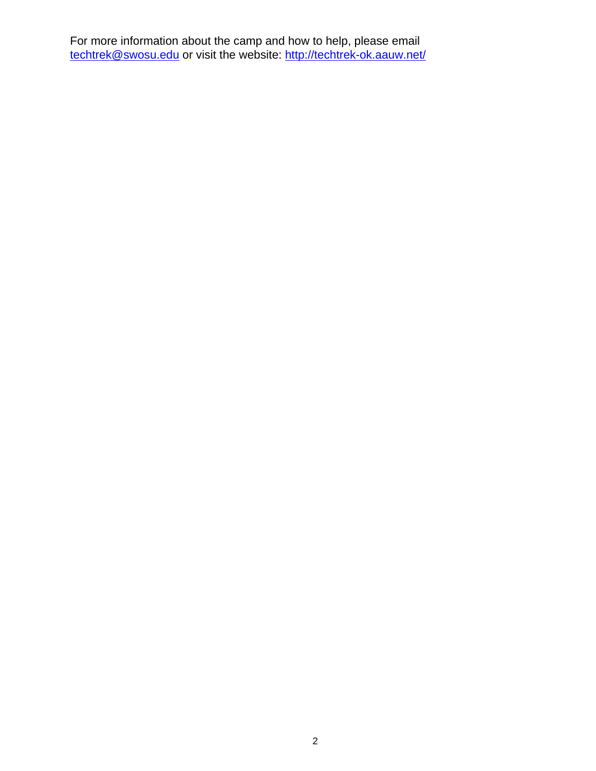For more information about the camp and how to help, please email [techtrek@swosu.edu](mailto:techtrek@swosu.edu) or visit the website: [http://techtrek-ok.aauw.net/](http://techtrek-ok.aauw.net/)